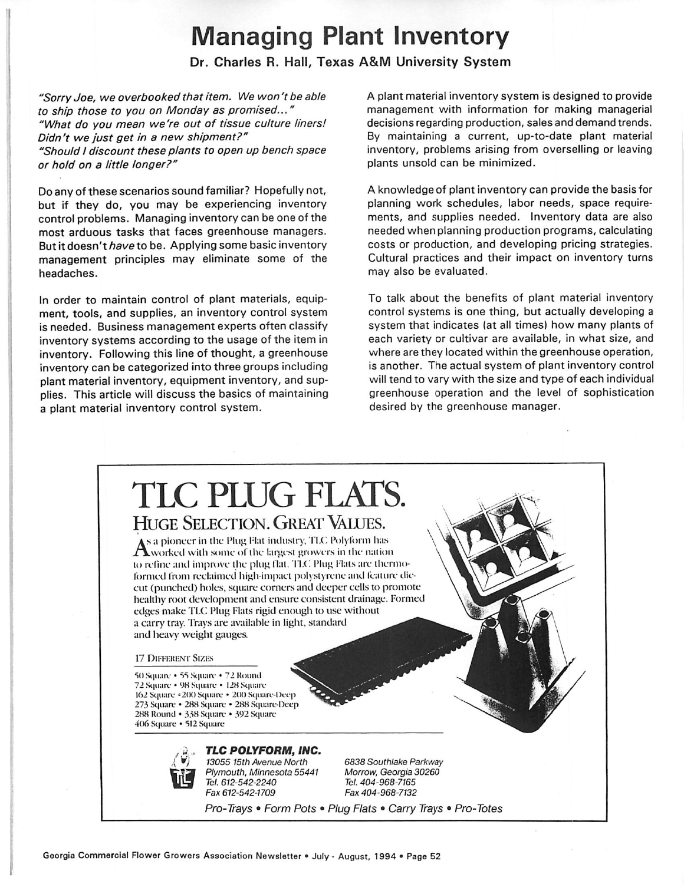# Managing Plant Inventory

**Dr. Charles R. Hall, Texas A&M University System**

*"Sorry Joe, we overbooked that item. We won't be able to ship those to you on Monday as promised..."*
*"What do you mean we're out of tissue culture liners! Didn't we just get in a new shipment?"*
*"Should I discount these plants to open up bench space or hold on a little longer?"*

Do any of these scenarios sound familiar? Hopefully not, but if they do, you may be experiencing inventory control problems. Managing inventory can be one of the most arduous tasks that faces greenhouse managers. But it doesn't *have* to be. Applying some basic inventory management principles may eliminate some of the headaches.

In order to maintain control of plant materials, equipment, tools, and supplies, an inventory control system is needed. Business management experts often classify inventory systems according to the usage of the item in inventory. Following this line of thought, a greenhouse inventory can be categorized into three groups including plant material inventory, equipment inventory, and supplies. This article will discuss the basics of maintaining a plant material inventory control system.

A plant material inventory system is designed to provide management with information for making managerial decisions regarding production, sales and demand trends. By maintaining a current, up-to-date plant material inventory, problems arising from overselling or leaving plants unsold can be minimized.

A knowledge of plant inventory can provide the basis for planning work schedules, labor needs, space requirements, and supplies needed. Inventory data are also needed when planning production programs, calculating costs or production, and developing pricing strategies. Cultural practices and their impact on inventory turns may also be evaluated.

To talk about the benefits of plant material inventory control systems is one thing, but actually developing a system that indicates (at all times) how many plants of each variety or cultivar are available, in what size, and where are they located within the greenhouse operation, is another. The actual system of plant inventory control will tend to vary with the size and type of each individual greenhouse operation and the level of sophistication desired by the greenhouse manager.

---

# TLC PLUG FLATS.

## HUGE SELECTION. GREAT VALUES.

As a pioneer in the Plug Flat industry, TLC Polyform has worked with some of the largest growers in the nation to refine and improve the plug flat. TLC Plug Flats are thermoformed from reclaimed high-impact polystyrene and feature diecut (punched) holes, square corners and deeper cells to promote healthy root development and ensure consistent drainage. Formed edges make TLC Plug Flats rigid enough to use without a carry tray. Trays are available in light, standard and heavy weight gauges.

17 DIFFERENT SIZES

50 Square • 55 Square • 72 Round
72 Square • 98 Square • 128 Square
162 Square • 200 Square • 200 Square-Deep
273 Square • 288 Square • 288 Square-Deep
288 Round • 338 Square • 392 Square
406 Square • 512 Square

***TLC POLYFORM, INC.***

*13055 15th Avenue North*
*Plymouth, Minnesota 55441*
*Tel. 612-542-2240*
*Fax 612-542-1709*

*6838 Southlake Parkway*
*Morrow, Georgia 30260*
*Tel. 404-968-7165*
*Fax 404-968-7132*

*Pro-Trays • Form Pots • Plug Flats • Carry Trays • Pro-Totes*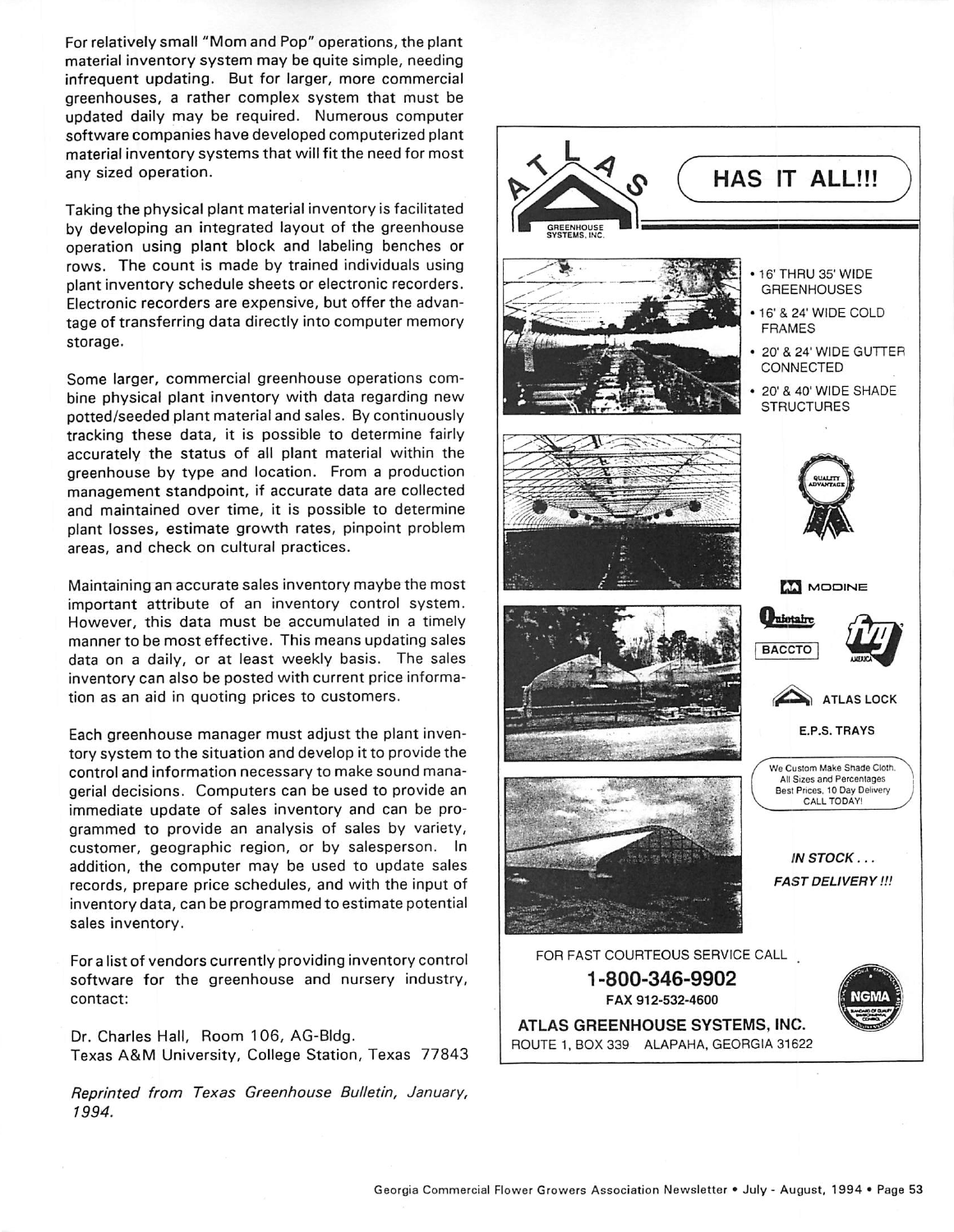For relatively small "Mom and Pop" operations, the plant material inventory system may be quite simple, needing infrequent updating. But for larger, more commercial greenhouses, a rather complex system that must be updated daily may be required. Numerous computer software companies have developed computerized plant material inventory systems that will fit the need for most any sized operation.

Taking the physical plant material inventory is facilitated by developing an integrated layout of the greenhouse operation using plant block and labeling benches or rows. The count is made by trained individuals using plant inventory schedule sheets or electronic recorders. Electronic recorders are expensive, but offer the advantage of transferring data directly into computer memory storage.

Some larger, commercial greenhouse operations combine physical plant inventory with data regarding new potted/seeded plant material and sales. By continuously tracking these data, it is possible to determine fairly accurately the status of all plant material within the greenhouse by type and location. From a production management standpoint, if accurate data are collected and maintained over time, it is possible to determine plant losses, estimate growth rates, pinpoint problem areas, and check on cultural practices.

Maintaining an accurate sales inventory maybe the most important attribute of an inventory control system. However, this data must be accumulated in a timely manner to be most effective. This means updating sales data on a daily, or at least weekly basis. The sales inventory can also be posted with current price information as an aid in quoting prices to customers.

Each greenhouse manager must adjust the plant inventory system to the situation and develop it to provide the control and information necessary to make sound managerial decisions. Computers can be used to provide an immediate update of sales inventory and can be programmed to provide an analysis of sales by variety, customer, geographic region, or by salesperson. In addition, the computer may be used to update sales records, prepare price schedules, and with the input of inventory data, can be programmed to estimate potential sales inventory.

For a list of vendors currently providing inventory control software for the greenhouse and nursery industry, contact:

Dr. Charles Hall, Room 106, AG-Bldg.
Texas A&M University, College Station, Texas 77843

*Reprinted from Texas Greenhouse Bulletin, January, 1994.*

ATLAS GREENHOUSE SYSTEMS, INC.

**HAS IT ALL!!!**

- 16' THRU 35' WIDE GREENHOUSES
- 16' & 24' WIDE COLD FRAMES
- 20' & 24' WIDE GUTTER CONNECTED
- 20' & 40' WIDE SHADE STRUCTURES

QUALITY ADVANTAGE

MODINE

Quietaire

BACCTO

fvg AMERICA

ATLAS LOCK

E.P.S. TRAYS

We Custom Make Shade Cloth. All Sizes and Percentages Best Prices. 10 Day Delivery CALL TODAY!

*IN STOCK . . . FAST DELIVERY !!!*

FOR FAST COURTEOUS SERVICE CALL

**1-800-346-9902**

FAX 912-532-4600

**ATLAS GREENHOUSE SYSTEMS, INC.**
ROUTE 1, BOX 339 ALAPAHA, GEORGIA 31622

NGMA